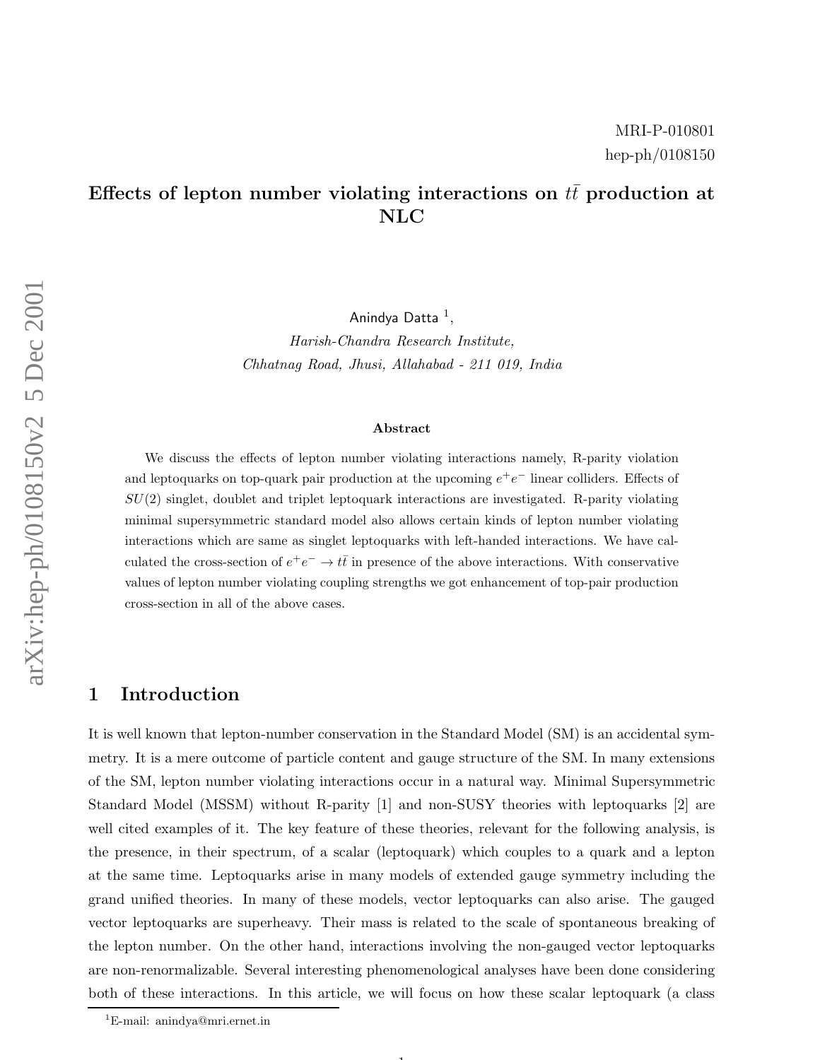MRI-P-010801
hep-ph/0108150

# Effects of lepton number violating interactions on $t\bar{t}$ production at NLC

Anindya Datta [1],

*Harish-Chandra Research Institute,*
*Chhatnag Road, Jhusi, Allahabad - 211 019, India*

### Abstract

We discuss the effects of lepton number violating interactions namely, R-parity violation and leptoquarks on top-quark pair production at the upcoming $e^+e^-$ linear colliders. Effects of $SU(2)$ singlet, doublet and triplet leptoquark interactions are investigated. R-parity violating minimal supersymmetric standard model also allows certain kinds of lepton number violating interactions which are same as singlet leptoquarks with left-handed interactions. We have calculated the cross-section of $e^+e^- \to t\bar{t}$ in presence of the above interactions. With conservative values of lepton number violating coupling strengths we got enhancement of top-pair production cross-section in all of the above cases.

## 1 Introduction

It is well known that lepton-number conservation in the Standard Model (SM) is an accidental symmetry. It is a mere outcome of particle content and gauge structure of the SM. In many extensions of the SM, lepton number violating interactions occur in a natural way. Minimal Supersymmetric Standard Model (MSSM) without R-parity [1] and non-SUSY theories with leptoquarks [2] are well cited examples of it. The key feature of these theories, relevant for the following analysis, is the presence, in their spectrum, of a scalar (leptoquark) which couples to a quark and a lepton at the same time. Leptoquarks arise in many models of extended gauge symmetry including the grand unified theories. In many of these models, vector leptoquarks can also arise. The gauged vector leptoquarks are superheavy. Their mass is related to the scale of spontaneous breaking of the lepton number. On the other hand, interactions involving the non-gauged vector leptoquarks are non-renormalizable. Several interesting phenomenological analyses have been done considering both of these interactions. In this article, we will focus on how these scalar leptoquark (a class

[1] E-mail: anindya@mri.ernet.in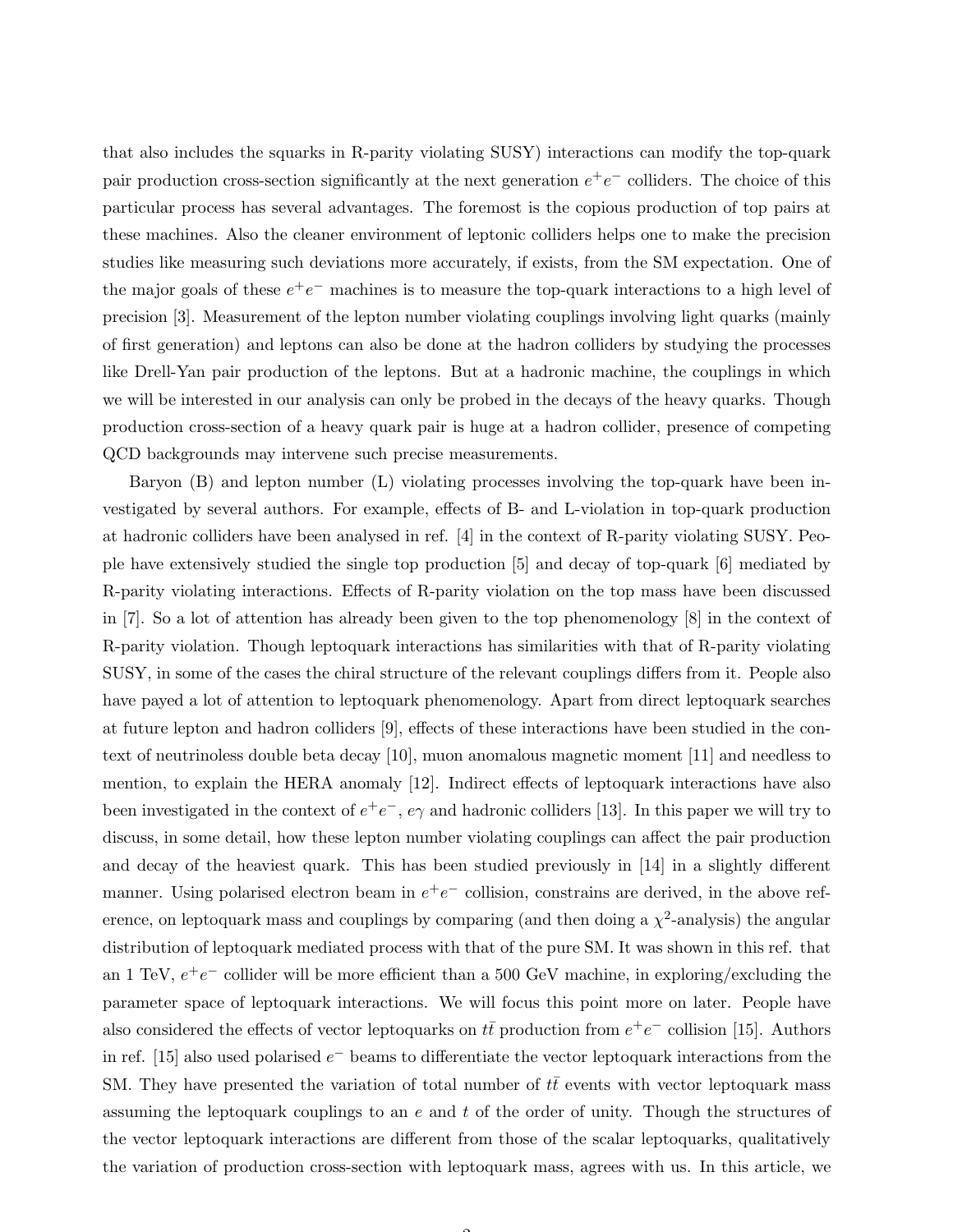that also includes the squarks in R-parity violating SUSY) interactions can modify the top-quark pair production cross-section significantly at the next generation $e^+e^-$ colliders. The choice of this particular process has several advantages. The foremost is the copious production of top pairs at these machines. Also the cleaner environment of leptonic colliders helps one to make the precision studies like measuring such deviations more accurately, if exists, from the SM expectation. One of the major goals of these $e^+e^-$ machines is to measure the top-quark interactions to a high level of precision [3]. Measurement of the lepton number violating couplings involving light quarks (mainly of first generation) and leptons can also be done at the hadron colliders by studying the processes like Drell-Yan pair production of the leptons. But at a hadronic machine, the couplings in which we will be interested in our analysis can only be probed in the decays of the heavy quarks. Though production cross-section of a heavy quark pair is huge at a hadron collider, presence of competing QCD backgrounds may intervene such precise measurements.

Baryon (B) and lepton number (L) violating processes involving the top-quark have been investigated by several authors. For example, effects of B- and L-violation in top-quark production at hadronic colliders have been analysed in ref. [4] in the context of R-parity violating SUSY. People have extensively studied the single top production [5] and decay of top-quark [6] mediated by R-parity violating interactions. Effects of R-parity violation on the top mass have been discussed in [7]. So a lot of attention has already been given to the top phenomenology [8] in the context of R-parity violation. Though leptoquark interactions has similarities with that of R-parity violating SUSY, in some of the cases the chiral structure of the relevant couplings differs from it. People also have payed a lot of attention to leptoquark phenomenology. Apart from direct leptoquark searches at future lepton and hadron colliders [9], effects of these interactions have been studied in the context of neutrinoless double beta decay [10], muon anomalous magnetic moment [11] and needless to mention, to explain the HERA anomaly [12]. Indirect effects of leptoquark interactions have also been investigated in the context of $e^+e^-$, $e\gamma$ and hadronic colliders [13]. In this paper we will try to discuss, in some detail, how these lepton number violating couplings can affect the pair production and decay of the heaviest quark. This has been studied previously in [14] in a slightly different manner. Using polarised electron beam in $e^+e^-$ collision, constrains are derived, in the above reference, on leptoquark mass and couplings by comparing (and then doing a $\chi^2$-analysis) the angular distribution of leptoquark mediated process with that of the pure SM. It was shown in this ref. that an 1 TeV, $e^+e^-$ collider will be more efficient than a 500 GeV machine, in exploring/excluding the parameter space of leptoquark interactions. We will focus this point more on later. People have also considered the effects of vector leptoquarks on $t\bar{t}$ production from $e^+e^-$ collision [15]. Authors in ref. [15] also used polarised $e^-$ beams to differentiate the vector leptoquark interactions from the SM. They have presented the variation of total number of $t\bar{t}$ events with vector leptoquark mass assuming the leptoquark couplings to an $e$ and $t$ of the order of unity. Though the structures of the vector leptoquark interactions are different from those of the scalar leptoquarks, qualitatively the variation of production cross-section with leptoquark mass, agrees with us. In this article, we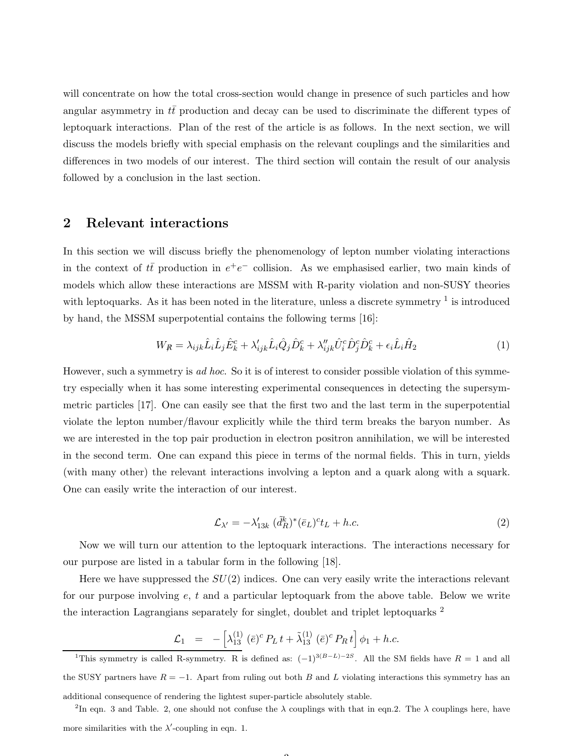will concentrate on how the total cross-section would change in presence of such particles and how angular asymmetry in $t\bar{t}$ production and decay can be used to discriminate the different types of leptoquark interactions. Plan of the rest of the article is as follows. In the next section, we will discuss the models briefly with special emphasis on the relevant couplings and the similarities and differences in two models of our interest. The third section will contain the result of our analysis followed by a conclusion in the last section.

## 2 Relevant interactions

In this section we will discuss briefly the phenomenology of lepton number violating interactions in the context of $t\bar{t}$ production in $e^+e^-$ collision. As we emphasised earlier, two main kinds of models which allow these interactions are MSSM with R-parity violation and non-SUSY theories with leptoquarks. As it has been noted in the literature, unless a discrete symmetry [1] is introduced by hand, the MSSM superpotential contains the following terms [16]:

$$W_{\not{R}} = \lambda_{ijk} \hat{L}_i \hat{L}_j \hat{E}^c_k + \lambda'_{ijk} \hat{L}_i \hat{Q}_j \hat{D}^c_k + \lambda''_{ijk} \hat{U}^c_i \hat{D}^c_j \hat{D}^c_k + \epsilon_i \hat{L}_i \hat{H}_2 \tag{1}$$

However, such a symmetry is *ad hoc*. So it is of interest to consider possible violation of this symmetry especially when it has some interesting experimental consequences in detecting the supersymmetric particles [17]. One can easily see that the first two and the last term in the superpotential violate the lepton number/flavour explicitly while the third term breaks the baryon number. As we are interested in the top pair production in electron positron annihilation, we will be interested in the second term. One can expand this piece in terms of the normal fields. This in turn, yields (with many other) the relevant interactions involving a lepton and a quark along with a squark. One can easily write the interaction of our interest.

$$\mathcal{L}_{\lambda'} = -\lambda'_{13k} \, (\tilde{d}^k_R)^* (\bar{e}_L)^c t_L + h.c. \tag{2}$$

Now we will turn our attention to the leptoquark interactions. The interactions necessary for our purpose are listed in a tabular form in the following [18].

Here we have suppressed the $SU(2)$ indices. One can very easily write the interactions relevant for our purpose involving $e$, $t$ and a particular leptoquark from the above table. Below we write the interaction Lagrangians separately for singlet, doublet and triplet leptoquarks [2]

$$\mathcal{L}_1 \;\; = \;\; -\left[\lambda^{(1)}_{13} \; (\bar{e})^c \, P_L \, t + \tilde{\lambda}^{(1)}_{13} \; (\bar{e})^c \, P_R \, t\right] \phi_1 + h.c.$$

---

[1] This symmetry is called R-symmetry. R is defined as: $(-1)^{3(B-L)-2S}$. All the SM fields have $R = 1$ and all the SUSY partners have $R = -1$. Apart from ruling out both $B$ and $L$ violating interactions this symmetry has an additional consequence of rendering the lightest super-particle absolutely stable.

[2] In eqn. 3 and Table. 2, one should not confuse the $\lambda$ couplings with that in eqn.2. The $\lambda$ couplings here, have more similarities with the $\lambda'$-coupling in eqn. 1.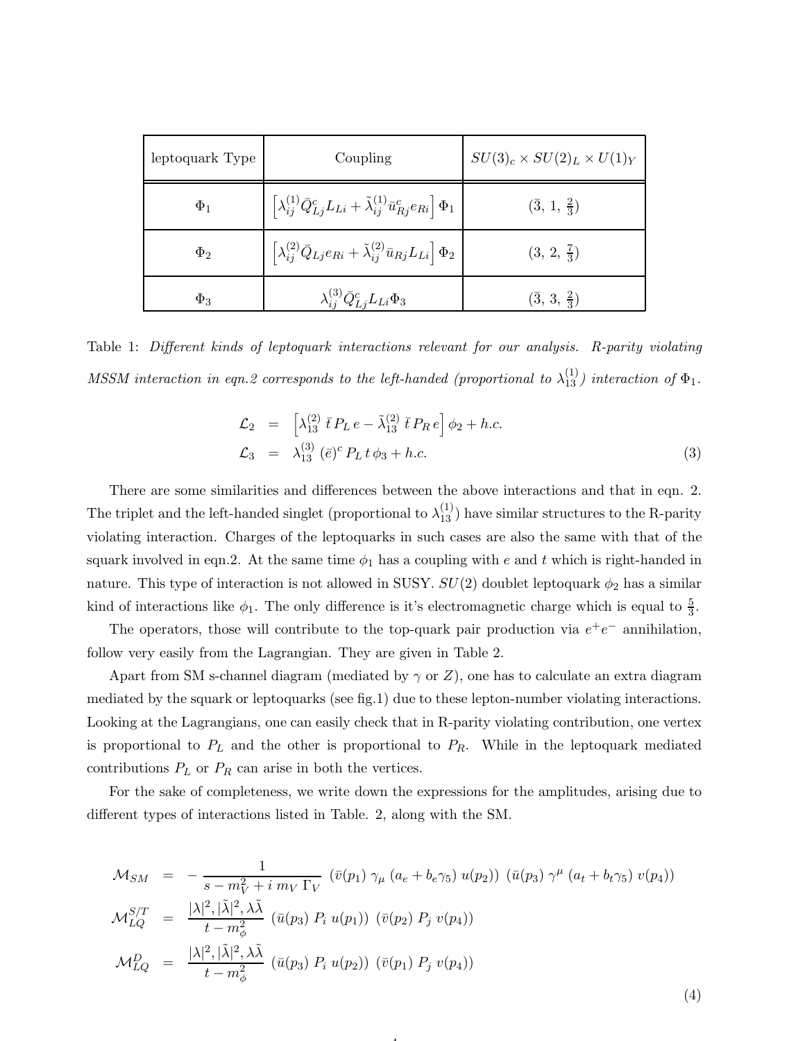| leptoquark Type | Coupling | $SU(3)_c \times SU(2)_L \times U(1)_Y$ |
|---|---|---|
| $\Phi_1$ | $\left[\lambda_{ij}^{(1)} \bar{Q}_{Lj}^c L_{Li} + \tilde{\lambda}_{ij}^{(1)} \bar{u}_{Rj}^c e_{Ri}\right] \Phi_1$ | $(\bar{3},\, 1,\, \frac{2}{3})$ |
| $\Phi_2$ | $\left[\lambda_{ij}^{(2)} \bar{Q}_{Lj} e_{Ri} + \tilde{\lambda}_{ij}^{(2)} \bar{u}_{Rj} L_{Li}\right] \Phi_2$ | $(3,\, 2,\, \frac{7}{3})$ |
| $\Phi_3$ | $\lambda_{ij}^{(3)} \bar{Q}_{Lj}^c L_{Li} \Phi_3$ | $(\bar{3},\, 3,\, \frac{2}{3})$ |

Table 1: *Different kinds of leptoquark interactions relevant for our analysis. R-parity violating MSSM interaction in eqn.2 corresponds to the left-handed (proportional to $\lambda_{13}^{(1)}$) interaction of $\Phi_1$.*

$$
\begin{aligned}
\mathcal{L}_2 &= \left[\lambda_{13}^{(2)}\, \bar{t}\, P_L\, e - \tilde{\lambda}_{13}^{(2)}\, \bar{t}\, P_R\, e\right] \phi_2 + h.c. \\
\mathcal{L}_3 &= \lambda_{13}^{(3)}\, (\bar{e})^c\, P_L\, t\, \phi_3 + h.c.
\end{aligned}
\tag{3}
$$

There are some similarities and differences between the above interactions and that in eqn. 2. The triplet and the left-handed singlet (proportional to $\lambda_{13}^{(1)}$) have similar structures to the R-parity violating interaction. Charges of the leptoquarks in such cases are also the same with that of the squark involved in eqn.2. At the same time $\phi_1$ has a coupling with $e$ and $t$ which is right-handed in nature. This type of interaction is not allowed in SUSY. $SU(2)$ doublet leptoquark $\phi_2$ has a similar kind of interactions like $\phi_1$. The only difference is it's electromagnetic charge which is equal to $\frac{5}{3}$.

The operators, those will contribute to the top-quark pair production via $e^+e^-$ annihilation, follow very easily from the Lagrangian. They are given in Table 2.

Apart from SM s-channel diagram (mediated by $\gamma$ or $Z$), one has to calculate an extra diagram mediated by the squark or leptoquarks (see fig.1) due to these lepton-number violating interactions. Looking at the Lagrangians, one can easily check that in R-parity violating contribution, one vertex is proportional to $P_L$ and the other is proportional to $P_R$. While in the leptoquark mediated contributions $P_L$ or $P_R$ can arise in both the vertices.

For the sake of completeness, we write down the expressions for the amplitudes, arising due to different types of interactions listed in Table. 2, along with the SM.

$$
\begin{aligned}
\mathcal{M}_{SM} &= -\frac{1}{s - m_V^2 + i\, m_V\, \Gamma_V}\; (\bar{v}(p_1)\, \gamma_\mu\, (a_e + b_e \gamma_5)\, u(p_2))\; (\bar{u}(p_3)\, \gamma^\mu\, (a_t + b_t \gamma_5)\, v(p_4)) \\
\mathcal{M}_{LQ}^{S/T} &= \frac{|\lambda|^2, |\tilde{\lambda}|^2, \lambda\tilde{\lambda}}{t - m_\phi^2}\; (\bar{u}(p_3)\, P_i\, u(p_1))\; (\bar{v}(p_2)\, P_j\, v(p_4)) \\
\mathcal{M}_{LQ}^{D} &= \frac{|\lambda|^2, |\tilde{\lambda}|^2, \lambda\tilde{\lambda}}{t - m_\phi^2}\; (\bar{u}(p_3)\, P_i\, u(p_2))\; (\bar{v}(p_1)\, P_j\, v(p_4))
\end{aligned}
\tag{4}
$$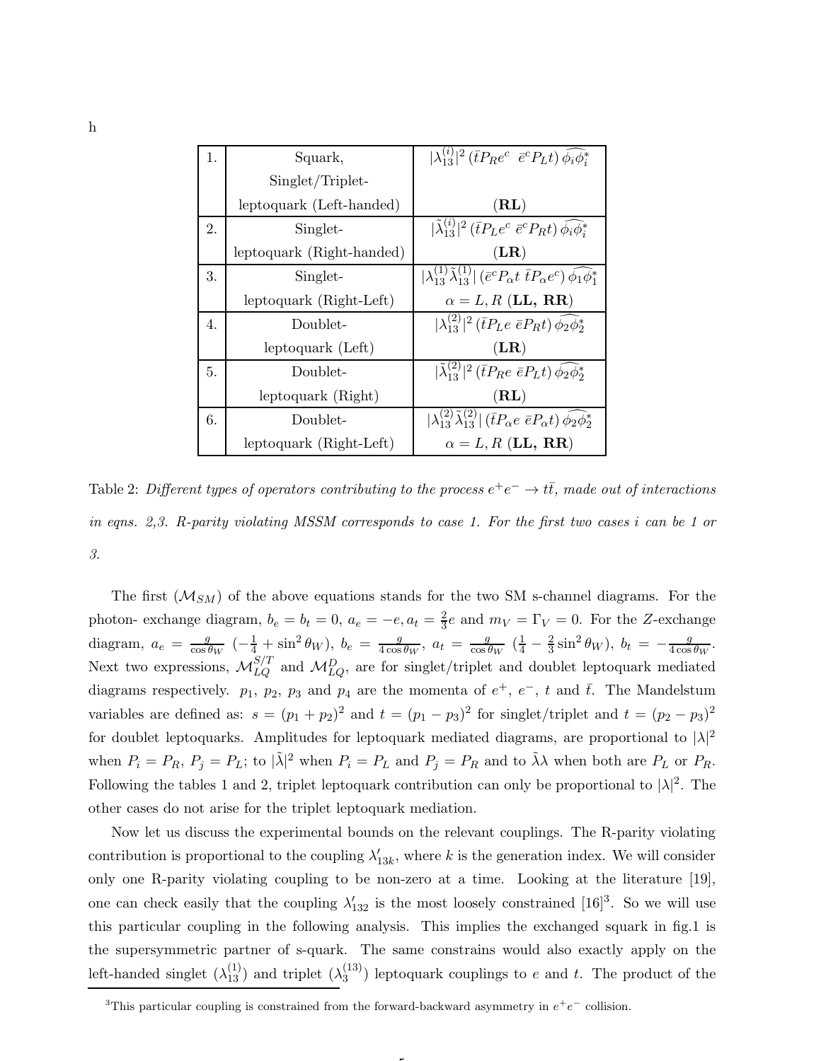h

| 1. | Squark, Singlet/Triplet-leptoquark (Left-handed) | $\lvert\lambda_{13}^{(i)}\rvert^2 \, (\bar{t} P_R e^c \;\; \bar{e}^c P_L t) \, \widehat{\phi_i \phi_i^*}$ **(RL)** |
|---|---|---|
| 2. | Singlet-leptoquark (Right-handed) | $\lvert\tilde{\lambda}_{13}^{(i)}\rvert^2 \, (\bar{t} P_L e^c \; \bar{e}^c P_R t) \, \widehat{\phi_i \phi_i^*}$ **(LR)** |
| 3. | Singlet-leptoquark (Right-Left) | $\lvert\lambda_{13}^{(1)} \tilde{\lambda}_{13}^{(1)}\rvert \, (\bar{e}^c P_\alpha t \; \bar{t} P_\alpha e^c) \, \widehat{\phi_1 \phi_1^*}$ $\alpha = L, R$ **(LL, RR)** |
| 4. | Doublet-leptoquark (Left) | $\lvert\lambda_{13}^{(2)}\rvert^2 \, (\bar{t} P_L e \; \bar{e} P_R t) \, \widehat{\phi_2 \phi_2^*}$ **(LR)** |
| 5. | Doublet-leptoquark (Right) | $\lvert\tilde{\lambda}_{13}^{(2)}\rvert^2 \, (\bar{t} P_R e \; \bar{e} P_L t) \, \widehat{\phi_2 \phi_2^*}$ **(RL)** |
| 6. | Doublet-leptoquark (Right-Left) | $\lvert\lambda_{13}^{(2)} \tilde{\lambda}_{13}^{(2)}\rvert \, (\bar{t} P_\alpha e \; \bar{e} P_\alpha t) \, \widehat{\phi_2 \phi_2^*}$ $\alpha = L, R$ **(LL, RR)** |

Table 2: *Different types of operators contributing to the process $e^+e^- \to t\bar{t}$, made out of interactions in eqns. 2,3. R-parity violating MSSM corresponds to case 1. For the first two cases $i$ can be 1 or 3.*

The first ($\mathcal{M}_{SM}$) of the above equations stands for the two SM s-channel diagrams. For the photon- exchange diagram, $b_e = b_t = 0$, $a_e = -e, a_t = \frac{2}{3}e$ and $m_V = \Gamma_V = 0$. For the $Z$-exchange diagram, $a_e = \frac{g}{\cos\theta_W}\ (-\frac{1}{4} + \sin^2\theta_W)$, $b_e = \frac{g}{4\cos\theta_W}$, $a_t = \frac{g}{\cos\theta_W}\ (\frac{1}{4} - \frac{2}{3}\sin^2\theta_W)$, $b_t = -\frac{g}{4\cos\theta_W}$. Next two expressions, $\mathcal{M}_{LQ}^{S/T}$ and $\mathcal{M}_{LQ}^{D}$, are for singlet/triplet and doublet leptoquark mediated diagrams respectively. $p_1$, $p_2$, $p_3$ and $p_4$ are the momenta of $e^+$, $e^-$, $t$ and $\bar{t}$. The Mandelstum variables are defined as: $s = (p_1 + p_2)^2$ and $t = (p_1 - p_3)^2$ for singlet/triplet and $t = (p_2 - p_3)^2$ for doublet leptoquarks. Amplitudes for leptoquark mediated diagrams, are proportional to $|\lambda|^2$ when $P_i = P_R$, $P_j = P_L$; to $|\tilde{\lambda}|^2$ when $P_i = P_L$ and $P_j = P_R$ and to $\tilde{\lambda}\lambda$ when both are $P_L$ or $P_R$. Following the tables 1 and 2, triplet leptoquark contribution can only be proportional to $|\lambda|^2$. The other cases do not arise for the triplet leptoquark mediation.

Now let us discuss the experimental bounds on the relevant couplings. The R-parity violating contribution is proportional to the coupling $\lambda'_{13k}$, where $k$ is the generation index. We will consider only one R-parity violating coupling to be non-zero at a time. Looking at the literature [19], one can check easily that the coupling $\lambda'_{132}$ is the most loosely constrained [16][3]. So we will use this particular coupling in the following analysis. This implies the exchanged squark in fig.1 is the supersymmetric partner of s-quark. The same constrains would also exactly apply on the left-handed singlet ($\lambda_{13}^{(1)}$) and triplet ($\lambda_3^{(13)}$) leptoquark couplings to $e$ and $t$. The product of the

[3]This particular coupling is constrained from the forward-backward asymmetry in $e^+e^-$ collision.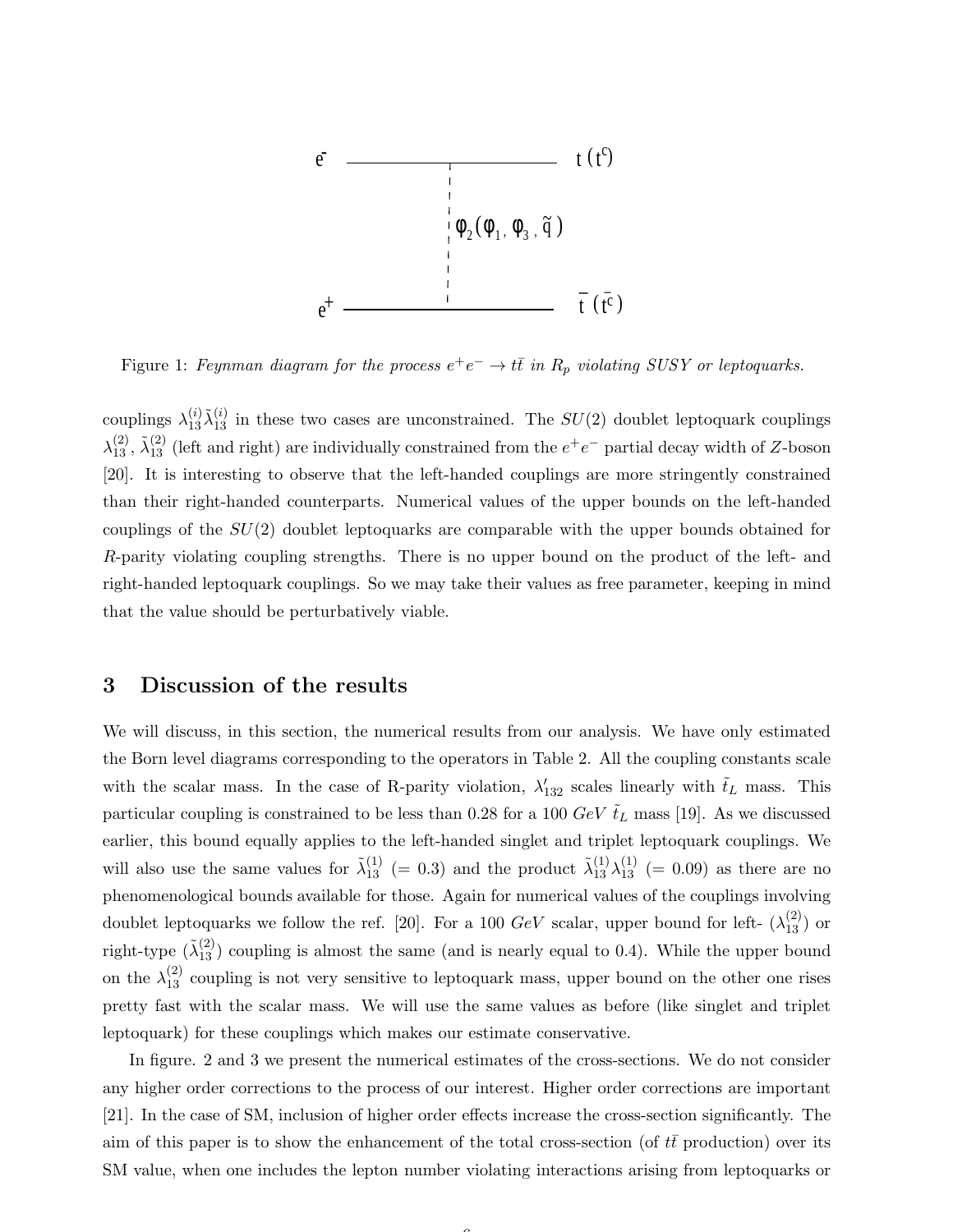Figure 1: *Feynman diagram for the process $e^+e^- \to t\bar{t}$ in $R_p$ violating SUSY or leptoquarks.*

couplings $\lambda_{13}^{(i)}\tilde{\lambda}_{13}^{(i)}$ in these two cases are unconstrained. The $SU(2)$ doublet leptoquark couplings $\lambda_{13}^{(2)}$, $\tilde{\lambda}_{13}^{(2)}$ (left and right) are individually constrained from the $e^+e^-$ partial decay width of $Z$-boson [20]. It is interesting to observe that the left-handed couplings are more stringently constrained than their right-handed counterparts. Numerical values of the upper bounds on the left-handed couplings of the $SU(2)$ doublet leptoquarks are comparable with the upper bounds obtained for $R$-parity violating coupling strengths. There is no upper bound on the product of the left- and right-handed leptoquark couplings. So we may take their values as free parameter, keeping in mind that the value should be perturbatively viable.

## 3 Discussion of the results

We will discuss, in this section, the numerical results from our analysis. We have only estimated the Born level diagrams corresponding to the operators in Table 2. All the coupling constants scale with the scalar mass. In the case of R-parity violation, $\lambda'_{132}$ scales linearly with $\tilde{t}_L$ mass. This particular coupling is constrained to be less than 0.28 for a 100 $GeV$ $\tilde{t}_L$ mass [19]. As we discussed earlier, this bound equally applies to the left-handed singlet and triplet leptoquark couplings. We will also use the same values for $\tilde{\lambda}_{13}^{(1)}$ $(= 0.3)$ and the product $\tilde{\lambda}_{13}^{(1)}\lambda_{13}^{(1)}$ $(= 0.09)$ as there are no phenomenological bounds available for those. Again for numerical values of the couplings involving doublet leptoquarks we follow the ref. [20]. For a 100 $GeV$ scalar, upper bound for left- $(\lambda_{13}^{(2)})$ or right-type $(\tilde{\lambda}_{13}^{(2)})$ coupling is almost the same (and is nearly equal to 0.4). While the upper bound on the $\lambda_{13}^{(2)}$ coupling is not very sensitive to leptoquark mass, upper bound on the other one rises pretty fast with the scalar mass. We will use the same values as before (like singlet and triplet leptoquark) for these couplings which makes our estimate conservative.

In figure. 2 and 3 we present the numerical estimates of the cross-sections. We do not consider any higher order corrections to the process of our interest. Higher order corrections are important [21]. In the case of SM, inclusion of higher order effects increase the cross-section significantly. The aim of this paper is to show the enhancement of the total cross-section (of $t\bar{t}$ production) over its SM value, when one includes the lepton number violating interactions arising from leptoquarks or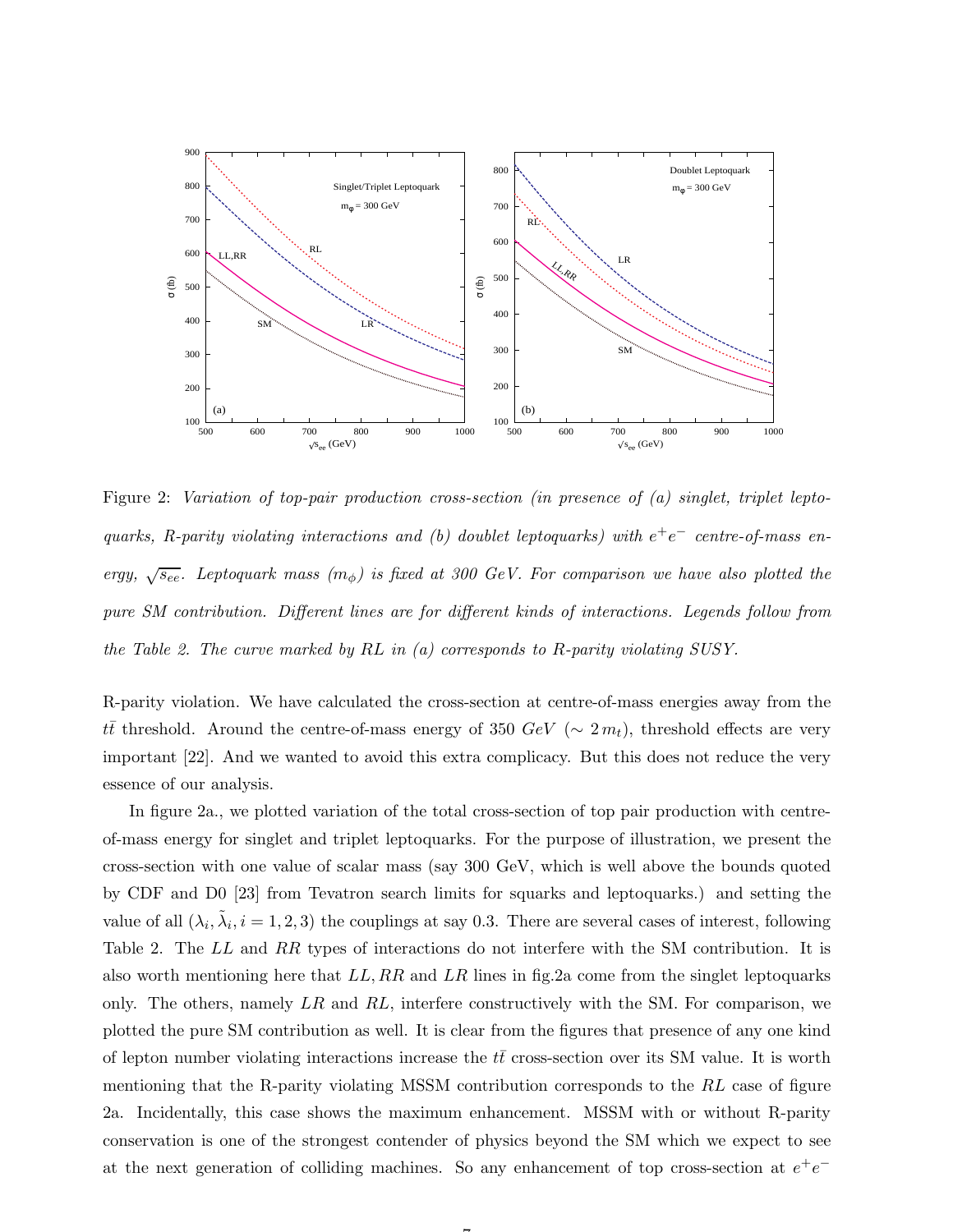Figure 2: *Variation of top-pair production cross-section (in presence of (a) singlet, triplet leptoquarks, R-parity violating interactions and (b) doublet leptoquarks) with $e^+e^-$ centre-of-mass energy, $\sqrt{s_{ee}}$. Leptoquark mass ($m_\phi$) is fixed at 300 GeV. For comparison we have also plotted the pure SM contribution. Different lines are for different kinds of interactions. Legends follow from the Table 2. The curve marked by RL in (a) corresponds to R-parity violating SUSY.*

R-parity violation. We have calculated the cross-section at centre-of-mass energies away from the $t\bar{t}$ threshold. Around the centre-of-mass energy of 350 $GeV$ ($\sim 2\,m_t$), threshold effects are very important [22]. And we wanted to avoid this extra complicacy. But this does not reduce the very essence of our analysis.

In figure 2a., we plotted variation of the total cross-section of top pair production with centre-of-mass energy for singlet and triplet leptoquarks. For the purpose of illustration, we present the cross-section with one value of scalar mass (say 300 GeV, which is well above the bounds quoted by CDF and D0 [23] from Tevatron search limits for squarks and leptoquarks.) and setting the value of all ($\lambda_i, \tilde{\lambda}_i, i = 1, 2, 3$) the couplings at say 0.3. There are several cases of interest, following Table 2. The $LL$ and $RR$ types of interactions do not interfere with the SM contribution. It is also worth mentioning here that $LL, RR$ and $LR$ lines in fig.2a come from the singlet leptoquarks only. The others, namely $LR$ and $RL$, interfere constructively with the SM. For comparison, we plotted the pure SM contribution as well. It is clear from the figures that presence of any one kind of lepton number violating interactions increase the $t\bar{t}$ cross-section over its SM value. It is worth mentioning that the R-parity violating MSSM contribution corresponds to the $RL$ case of figure 2a. Incidentally, this case shows the maximum enhancement. MSSM with or without R-parity conservation is one of the strongest contender of physics beyond the SM which we expect to see at the next generation of colliding machines. So any enhancement of top cross-section at $e^+e^-$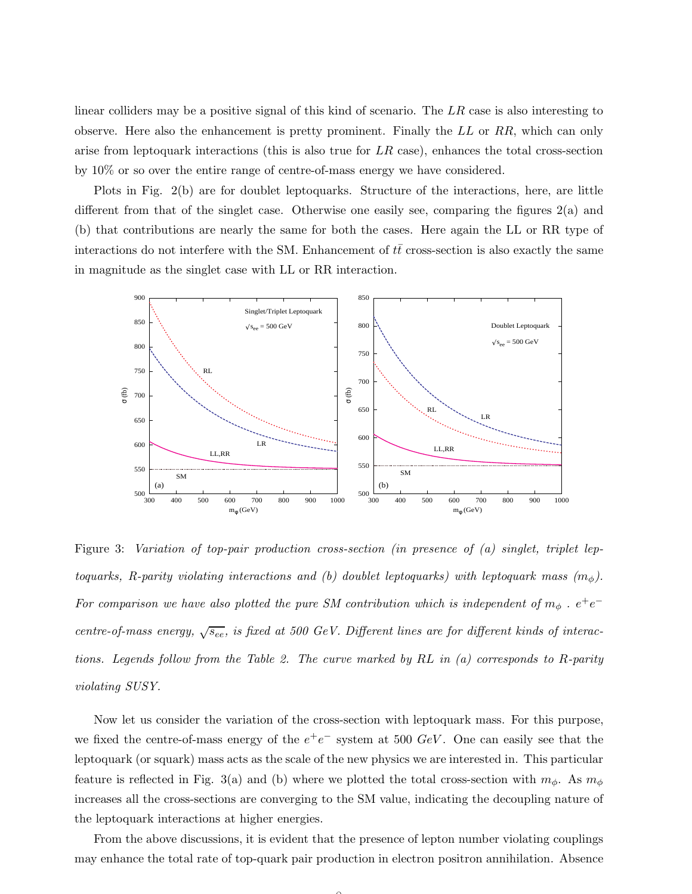linear colliders may be a positive signal of this kind of scenario. The $LR$ case is also interesting to observe. Here also the enhancement is pretty prominent. Finally the $LL$ or $RR$, which can only arise from leptoquark interactions (this is also true for $LR$ case), enhances the total cross-section by 10% or so over the entire range of centre-of-mass energy we have considered.

Plots in Fig. 2(b) are for doublet leptoquarks. Structure of the interactions, here, are little different from that of the singlet case. Otherwise one easily see, comparing the figures 2(a) and (b) that contributions are nearly the same for both the cases. Here again the LL or RR type of interactions do not interfere with the SM. Enhancement of $t\bar{t}$ cross-section is also exactly the same in magnitude as the singlet case with LL or RR interaction.

Figure 3: *Variation of top-pair production cross-section (in presence of (a) singlet, triplet leptoquarks, R-parity violating interactions and (b) doublet leptoquarks) with leptoquark mass ($m_\phi$). For comparison we have also plotted the pure SM contribution which is independent of $m_\phi$ . $e^+e^-$ centre-of-mass energy, $\sqrt{s_{ee}}$, is fixed at 500 GeV. Different lines are for different kinds of interactions. Legends follow from the Table 2. The curve marked by RL in (a) corresponds to R-parity violating SUSY.*

Now let us consider the variation of the cross-section with leptoquark mass. For this purpose, we fixed the centre-of-mass energy of the $e^+e^-$ system at 500 $GeV$. One can easily see that the leptoquark (or squark) mass acts as the scale of the new physics we are interested in. This particular feature is reflected in Fig. 3(a) and (b) where we plotted the total cross-section with $m_\phi$. As $m_\phi$ increases all the cross-sections are converging to the SM value, indicating the decoupling nature of the leptoquark interactions at higher energies.

From the above discussions, it is evident that the presence of lepton number violating couplings may enhance the total rate of top-quark pair production in electron positron annihilation. Absence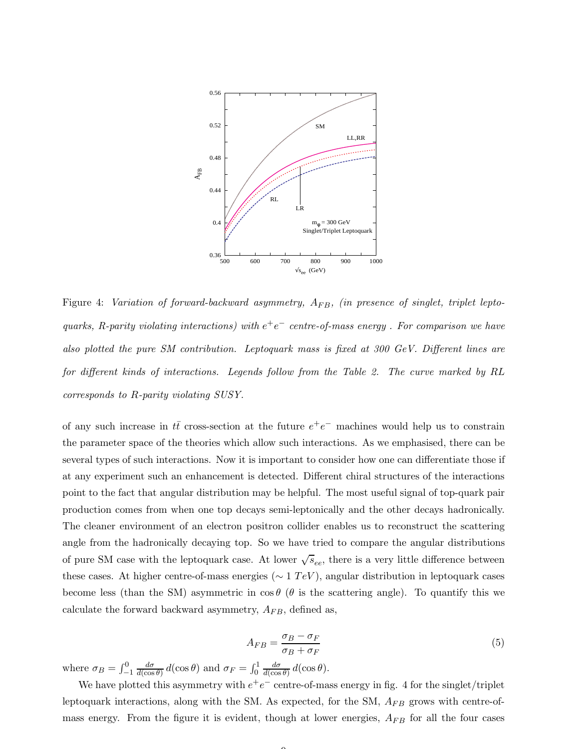Figure 4: *Variation of forward-backward asymmetry, $A_{FB}$, (in presence of singlet, triplet leptoquarks, R-parity violating interactions) with $e^+e^-$ centre-of-mass energy . For comparison we have also plotted the pure SM contribution. Leptoquark mass is fixed at 300 GeV. Different lines are for different kinds of interactions. Legends follow from the Table 2. The curve marked by RL corresponds to R-parity violating SUSY.*

of any such increase in $t\bar{t}$ cross-section at the future $e^+e^-$ machines would help us to constrain the parameter space of the theories which allow such interactions. As we emphasised, there can be several types of such interactions. Now it is important to consider how one can differentiate those if at any experiment such an enhancement is detected. Different chiral structures of the interactions point to the fact that angular distribution may be helpful. The most useful signal of top-quark pair production comes from when one top decays semi-leptonically and the other decays hadronically. The cleaner environment of an electron positron collider enables us to reconstruct the scattering angle from the hadronically decaying top. So we have tried to compare the angular distributions of pure SM case with the leptoquark case. At lower $\sqrt{s}_{ee}$, there is a very little difference between these cases. At higher centre-of-mass energies ($\sim 1\ TeV$), angular distribution in leptoquark cases become less (than the SM) asymmetric in $\cos\theta$ ($\theta$ is the scattering angle). To quantify this we calculate the forward backward asymmetry, $A_{FB}$, defined as,

$$A_{FB} = \frac{\sigma_B - \sigma_F}{\sigma_B + \sigma_F} \tag{5}$$

where $\sigma_B = \int_{-1}^{0} \frac{d\sigma}{d(\cos\theta)}\, d(\cos\theta)$ and $\sigma_F = \int_{0}^{1} \frac{d\sigma}{d(\cos\theta)}\, d(\cos\theta)$.

We have plotted this asymmetry with $e^+e^-$ centre-of-mass energy in fig. 4 for the singlet/triplet leptoquark interactions, along with the SM. As expected, for the SM, $A_{FB}$ grows with centre-of-mass energy. From the figure it is evident, though at lower energies, $A_{FB}$ for all the four cases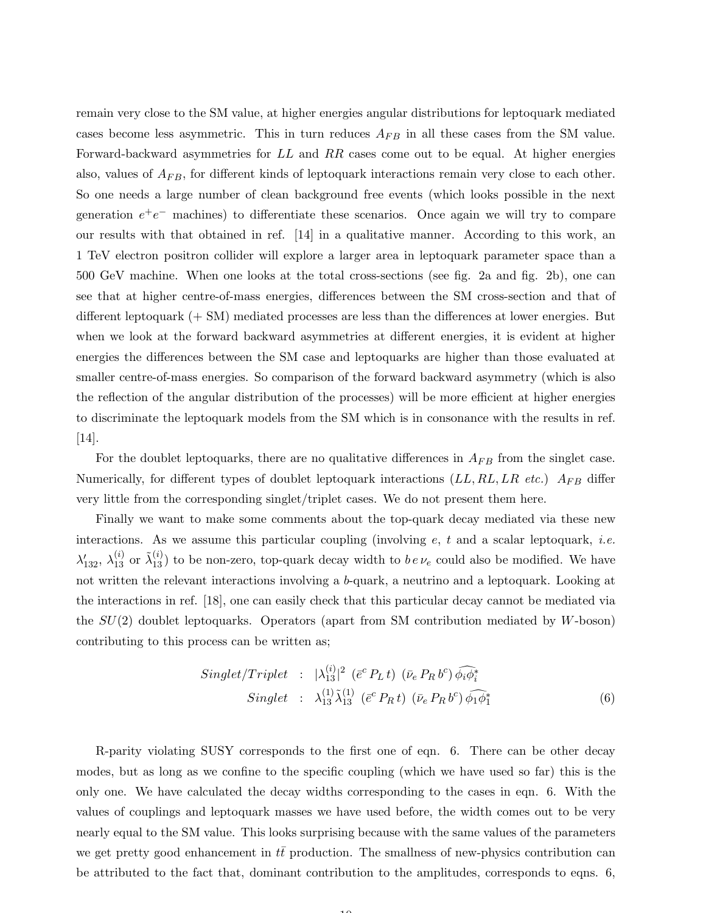remain very close to the SM value, at higher energies angular distributions for leptoquark mediated cases become less asymmetric. This in turn reduces $A_{FB}$ in all these cases from the SM value. Forward-backward asymmetries for $LL$ and $RR$ cases come out to be equal. At higher energies also, values of $A_{FB}$, for different kinds of leptoquark interactions remain very close to each other. So one needs a large number of clean background free events (which looks possible in the next generation $e^+e^-$ machines) to differentiate these scenarios. Once again we will try to compare our results with that obtained in ref. [14] in a qualitative manner. According to this work, an 1 TeV electron positron collider will explore a larger area in leptoquark parameter space than a 500 GeV machine. When one looks at the total cross-sections (see fig. 2a and fig. 2b), one can see that at higher centre-of-mass energies, differences between the SM cross-section and that of different leptoquark (+ SM) mediated processes are less than the differences at lower energies. But when we look at the forward backward asymmetries at different energies, it is evident at higher energies the differences between the SM case and leptoquarks are higher than those evaluated at smaller centre-of-mass energies. So comparison of the forward backward asymmetry (which is also the reflection of the angular distribution of the processes) will be more efficient at higher energies to discriminate the leptoquark models from the SM which is in consonance with the results in ref. [14].

For the doublet leptoquarks, there are no qualitative differences in $A_{FB}$ from the singlet case. Numerically, for different types of doublet leptoquark interactions ($LL, RL, LR$ *etc.*) $A_{FB}$ differ very little from the corresponding singlet/triplet cases. We do not present them here.

Finally we want to make some comments about the top-quark decay mediated via these new interactions. As we assume this particular coupling (involving $e$, $t$ and a scalar leptoquark, *i.e.* $\lambda'_{132}$, $\lambda^{(i)}_{13}$ or $\tilde{\lambda}^{(i)}_{13}$) to be non-zero, top-quark decay width to $b\, e\, \nu_e$ could also be modified. We have not written the relevant interactions involving a $b$-quark, a neutrino and a leptoquark. Looking at the interactions in ref. [18], one can easily check that this particular decay cannot be mediated via the $SU(2)$ doublet leptoquarks. Operators (apart from SM contribution mediated by $W$-boson) contributing to this process can be written as;

$$
\begin{aligned}
Singlet/Triplet &: \; |\lambda^{(i)}_{13}|^2 \; (\bar{e}^c \, P_L \, t) \; (\bar{\nu}_e \, P_R \, b^c) \, \widehat{\phi_i \phi_i^*} \\
Singlet &: \; \lambda^{(1)}_{13} \tilde{\lambda}^{(1)}_{13} \; (\bar{e}^c \, P_R \, t) \; (\bar{\nu}_e \, P_R \, b^c) \, \widehat{\phi_1 \phi_1^*}
\end{aligned}
\tag{6}
$$

R-parity violating SUSY corresponds to the first one of eqn. 6. There can be other decay modes, but as long as we confine to the specific coupling (which we have used so far) this is the only one. We have calculated the decay widths corresponding to the cases in eqn. 6. With the values of couplings and leptoquark masses we have used before, the width comes out to be very nearly equal to the SM value. This looks surprising because with the same values of the parameters we get pretty good enhancement in $t\bar{t}$ production. The smallness of new-physics contribution can be attributed to the fact that, dominant contribution to the amplitudes, corresponds to eqns. 6,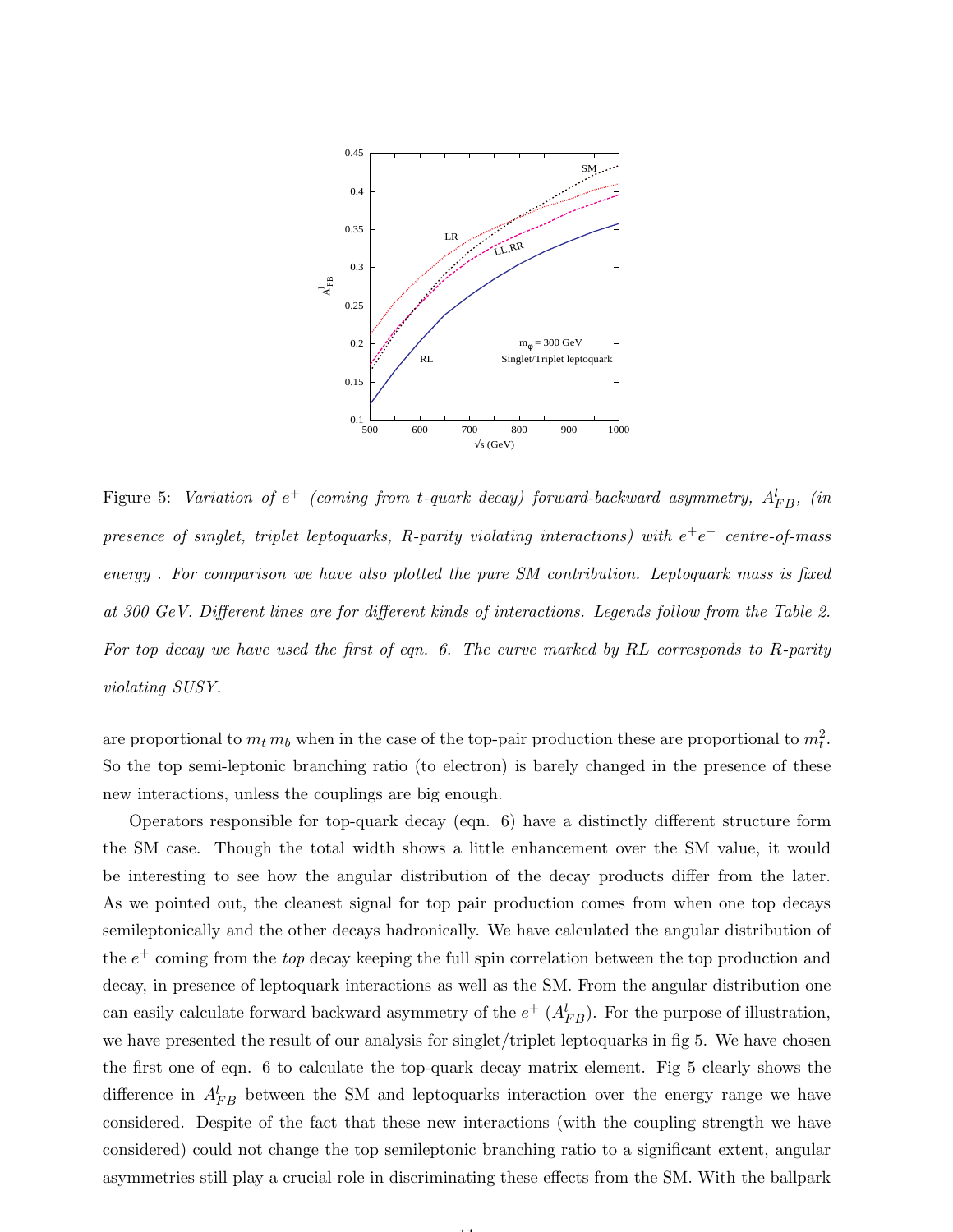Figure 5: *Variation of $e^+$ (coming from t-quark decay) forward-backward asymmetry, $A^l_{FB}$, (in presence of singlet, triplet leptoquarks, R-parity violating interactions) with $e^+e^-$ centre-of-mass energy . For comparison we have also plotted the pure SM contribution. Leptoquark mass is fixed at 300 GeV. Different lines are for different kinds of interactions. Legends follow from the Table 2. For top decay we have used the first of eqn. 6. The curve marked by RL corresponds to R-parity violating SUSY.*

are proportional to $m_t\, m_b$ when in the case of the top-pair production these are proportional to $m_t^2$. So the top semi-leptonic branching ratio (to electron) is barely changed in the presence of these new interactions, unless the couplings are big enough.

Operators responsible for top-quark decay (eqn. 6) have a distinctly different structure form the SM case. Though the total width shows a little enhancement over the SM value, it would be interesting to see how the angular distribution of the decay products differ from the later. As we pointed out, the cleanest signal for top pair production comes from when one top decays semileptonically and the other decays hadronically. We have calculated the angular distribution of the $e^+$ coming from the *top* decay keeping the full spin correlation between the top production and decay, in presence of leptoquark interactions as well as the SM. From the angular distribution one can easily calculate forward backward asymmetry of the $e^+$ ($A^l_{FB}$). For the purpose of illustration, we have presented the result of our analysis for singlet/triplet leptoquarks in fig 5. We have chosen the first one of eqn. 6 to calculate the top-quark decay matrix element. Fig 5 clearly shows the difference in $A^l_{FB}$ between the SM and leptoquarks interaction over the energy range we have considered. Despite of the fact that these new interactions (with the coupling strength we have considered) could not change the top semileptonic branching ratio to a significant extent, angular asymmetries still play a crucial role in discriminating these effects from the SM. With the ballpark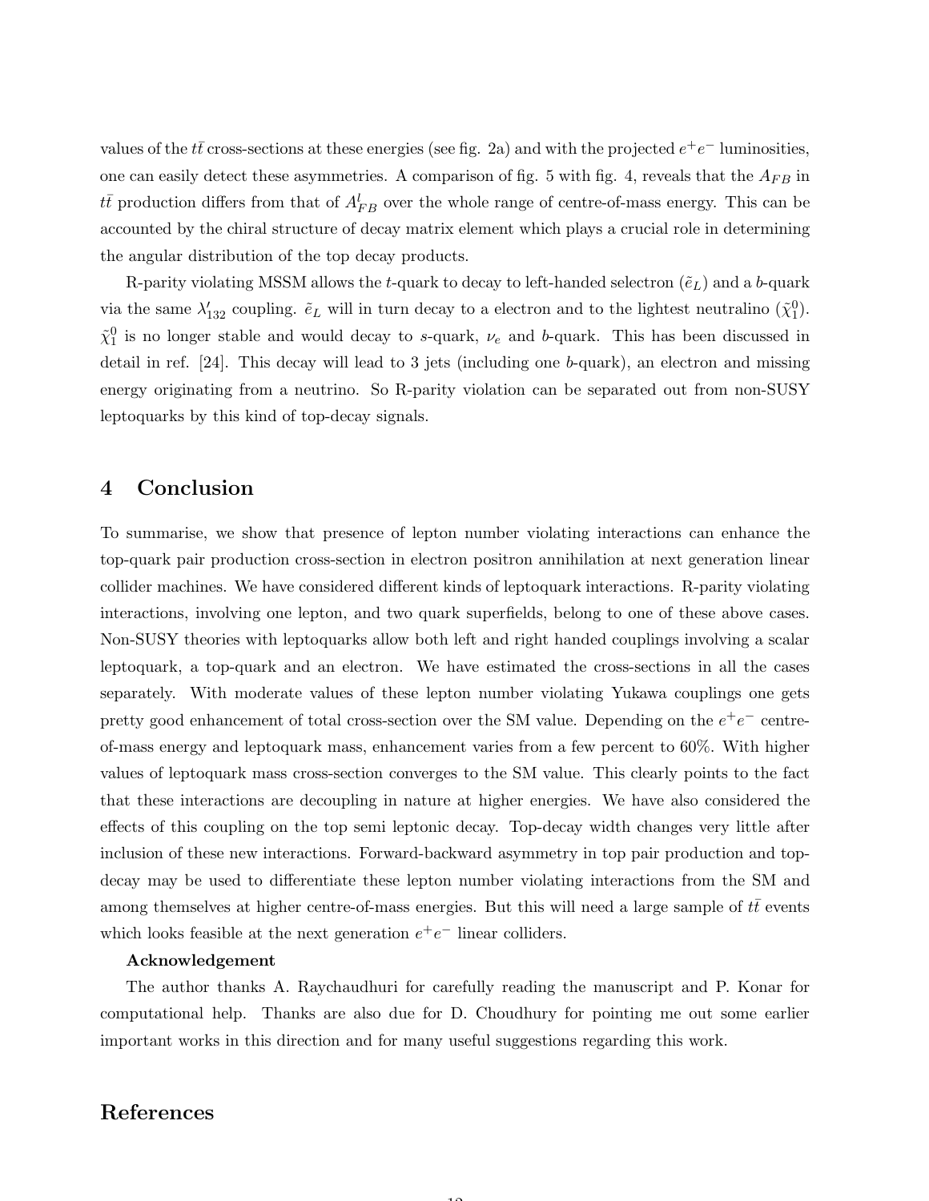values of the $t\bar{t}$ cross-sections at these energies (see fig. 2a) and with the projected $e^+e^-$ luminosities, one can easily detect these asymmetries. A comparison of fig. 5 with fig. 4, reveals that the $A_{FB}$ in $t\bar{t}$ production differs from that of $A^l_{FB}$ over the whole range of centre-of-mass energy. This can be accounted by the chiral structure of decay matrix element which plays a crucial role in determining the angular distribution of the top decay products.

R-parity violating MSSM allows the $t$-quark to decay to left-handed selectron ($\tilde{e}_L$) and a $b$-quark via the same $\lambda'_{132}$ coupling. $\tilde{e}_L$ will in turn decay to a electron and to the lightest neutralino ($\tilde{\chi}^0_1$). $\tilde{\chi}^0_1$ is no longer stable and would decay to $s$-quark, $\nu_e$ and $b$-quark. This has been discussed in detail in ref. [24]. This decay will lead to 3 jets (including one $b$-quark), an electron and missing energy originating from a neutrino. So R-parity violation can be separated out from non-SUSY leptoquarks by this kind of top-decay signals.

## 4 Conclusion

To summarise, we show that presence of lepton number violating interactions can enhance the top-quark pair production cross-section in electron positron annihilation at next generation linear collider machines. We have considered different kinds of leptoquark interactions. R-parity violating interactions, involving one lepton, and two quark superfields, belong to one of these above cases. Non-SUSY theories with leptoquarks allow both left and right handed couplings involving a scalar leptoquark, a top-quark and an electron. We have estimated the cross-sections in all the cases separately. With moderate values of these lepton number violating Yukawa couplings one gets pretty good enhancement of total cross-section over the SM value. Depending on the $e^+e^-$ centre-of-mass energy and leptoquark mass, enhancement varies from a few percent to 60%. With higher values of leptoquark mass cross-section converges to the SM value. This clearly points to the fact that these interactions are decoupling in nature at higher energies. We have also considered the effects of this coupling on the top semi leptonic decay. Top-decay width changes very little after inclusion of these new interactions. Forward-backward asymmetry in top pair production and top-decay may be used to differentiate these lepton number violating interactions from the SM and among themselves at higher centre-of-mass energies. But this will need a large sample of $t\bar{t}$ events which looks feasible at the next generation $e^+e^-$ linear colliders.

**Acknowledgement**

The author thanks A. Raychaudhuri for carefully reading the manuscript and P. Konar for computational help. Thanks are also due for D. Choudhury for pointing me out some earlier important works in this direction and for many useful suggestions regarding this work.

## References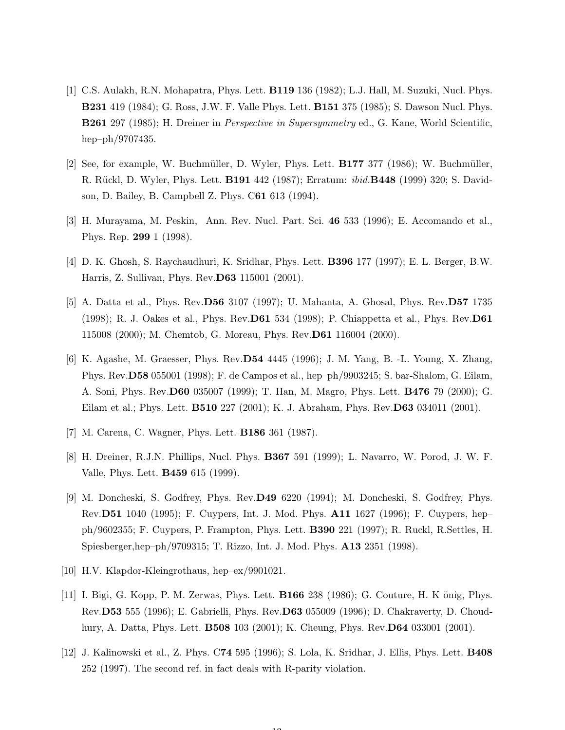[1] C.S. Aulakh, R.N. Mohapatra, Phys. Lett. **B119** 136 (1982); L.J. Hall, M. Suzuki, Nucl. Phys. **B231** 419 (1984); G. Ross, J.W. F. Valle Phys. Lett. **B151** 375 (1985); S. Dawson Nucl. Phys. **B261** 297 (1985); H. Dreiner in *Perspective in Supersymmetry* ed., G. Kane, World Scientific, hep–ph/9707435.

[2] See, for example, W. Buchmüller, D. Wyler, Phys. Lett. **B177** 377 (1986); W. Buchmüller, R. Rückl, D. Wyler, Phys. Lett. **B191** 442 (1987); Erratum: *ibid.***B448** (1999) 320; S. Davidson, D. Bailey, B. Campbell Z. Phys. C**61** 613 (1994).

[3] H. Murayama, M. Peskin, Ann. Rev. Nucl. Part. Sci. **46** 533 (1996); E. Accomando et al., Phys. Rep. **299** 1 (1998).

[4] D. K. Ghosh, S. Raychaudhuri, K. Sridhar, Phys. Lett. **B396** 177 (1997); E. L. Berger, B.W. Harris, Z. Sullivan, Phys. Rev.**D63** 115001 (2001).

[5] A. Datta et al., Phys. Rev.**D56** 3107 (1997); U. Mahanta, A. Ghosal, Phys. Rev.**D57** 1735 (1998); R. J. Oakes et al., Phys. Rev.**D61** 534 (1998); P. Chiappetta et al., Phys. Rev.**D61** 115008 (2000); M. Chemtob, G. Moreau, Phys. Rev.**D61** 116004 (2000).

[6] K. Agashe, M. Graesser, Phys. Rev.**D54** 4445 (1996); J. M. Yang, B. -L. Young, X. Zhang, Phys. Rev.**D58** 055001 (1998); F. de Campos et al., hep–ph/9903245; S. bar-Shalom, G. Eilam, A. Soni, Phys. Rev.**D60** 035007 (1999); T. Han, M. Magro, Phys. Lett. **B476** 79 (2000); G. Eilam et al.; Phys. Lett. **B510** 227 (2001); K. J. Abraham, Phys. Rev.**D63** 034011 (2001).

[7] M. Carena, C. Wagner, Phys. Lett. **B186** 361 (1987).

[8] H. Dreiner, R.J.N. Phillips, Nucl. Phys. **B367** 591 (1999); L. Navarro, W. Porod, J. W. F. Valle, Phys. Lett. **B459** 615 (1999).

[9] M. Doncheski, S. Godfrey, Phys. Rev.**D49** 6220 (1994); M. Doncheski, S. Godfrey, Phys. Rev.**D51** 1040 (1995); F. Cuypers, Int. J. Mod. Phys. **A11** 1627 (1996); F. Cuypers, hep–ph/9602355; F. Cuypers, P. Frampton, Phys. Lett. **B390** 221 (1997); R. Ruckl, R.Settles, H. Spiesberger,hep–ph/9709315; T. Rizzo, Int. J. Mod. Phys. **A13** 2351 (1998).

[10] H.V. Klapdor-Kleingrothaus, hep–ex/9901021.

[11] I. Bigi, G. Kopp, P. M. Zerwas, Phys. Lett. **B166** 238 (1986); G. Couture, H. K önig, Phys. Rev.**D53** 555 (1996); E. Gabrielli, Phys. Rev.**D63** 055009 (1996); D. Chakraverty, D. Choudhury, A. Datta, Phys. Lett. **B508** 103 (2001); K. Cheung, Phys. Rev.**D64** 033001 (2001).

[12] J. Kalinowski et al., Z. Phys. C**74** 595 (1996); S. Lola, K. Sridhar, J. Ellis, Phys. Lett. **B408** 252 (1997). The second ref. in fact deals with R-parity violation.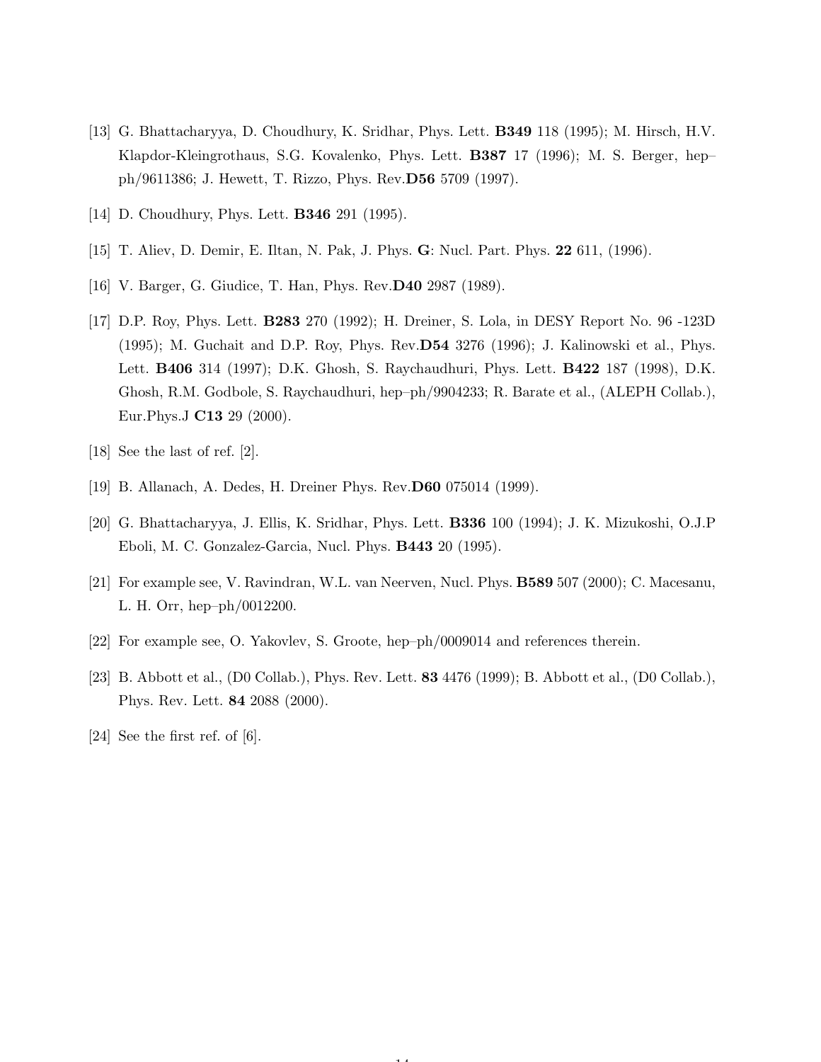[13] G. Bhattacharyya, D. Choudhury, K. Sridhar, Phys. Lett. **B349** 118 (1995); M. Hirsch, H.V. Klapdor-Kleingrothaus, S.G. Kovalenko, Phys. Lett. **B387** 17 (1996); M. S. Berger, hep–ph/9611386; J. Hewett, T. Rizzo, Phys. Rev.**D56** 5709 (1997).

[14] D. Choudhury, Phys. Lett. **B346** 291 (1995).

[15] T. Aliev, D. Demir, E. Iltan, N. Pak, J. Phys. **G**: Nucl. Part. Phys. **22** 611, (1996).

[16] V. Barger, G. Giudice, T. Han, Phys. Rev.**D40** 2987 (1989).

[17] D.P. Roy, Phys. Lett. **B283** 270 (1992); H. Dreiner, S. Lola, in DESY Report No. 96 -123D (1995); M. Guchait and D.P. Roy, Phys. Rev.**D54** 3276 (1996); J. Kalinowski et al., Phys. Lett. **B406** 314 (1997); D.K. Ghosh, S. Raychaudhuri, Phys. Lett. **B422** 187 (1998), D.K. Ghosh, R.M. Godbole, S. Raychaudhuri, hep–ph/9904233; R. Barate et al., (ALEPH Collab.), Eur.Phys.J **C13** 29 (2000).

[18] See the last of ref. [2].

[19] B. Allanach, A. Dedes, H. Dreiner Phys. Rev.**D60** 075014 (1999).

[20] G. Bhattacharyya, J. Ellis, K. Sridhar, Phys. Lett. **B336** 100 (1994); J. K. Mizukoshi, O.J.P Eboli, M. C. Gonzalez-Garcia, Nucl. Phys. **B443** 20 (1995).

[21] For example see, V. Ravindran, W.L. van Neerven, Nucl. Phys. **B589** 507 (2000); C. Macesanu, L. H. Orr, hep–ph/0012200.

[22] For example see, O. Yakovlev, S. Groote, hep–ph/0009014 and references therein.

[23] B. Abbott et al., (D0 Collab.), Phys. Rev. Lett. **83** 4476 (1999); B. Abbott et al., (D0 Collab.), Phys. Rev. Lett. **84** 2088 (2000).

[24] See the first ref. of [6].